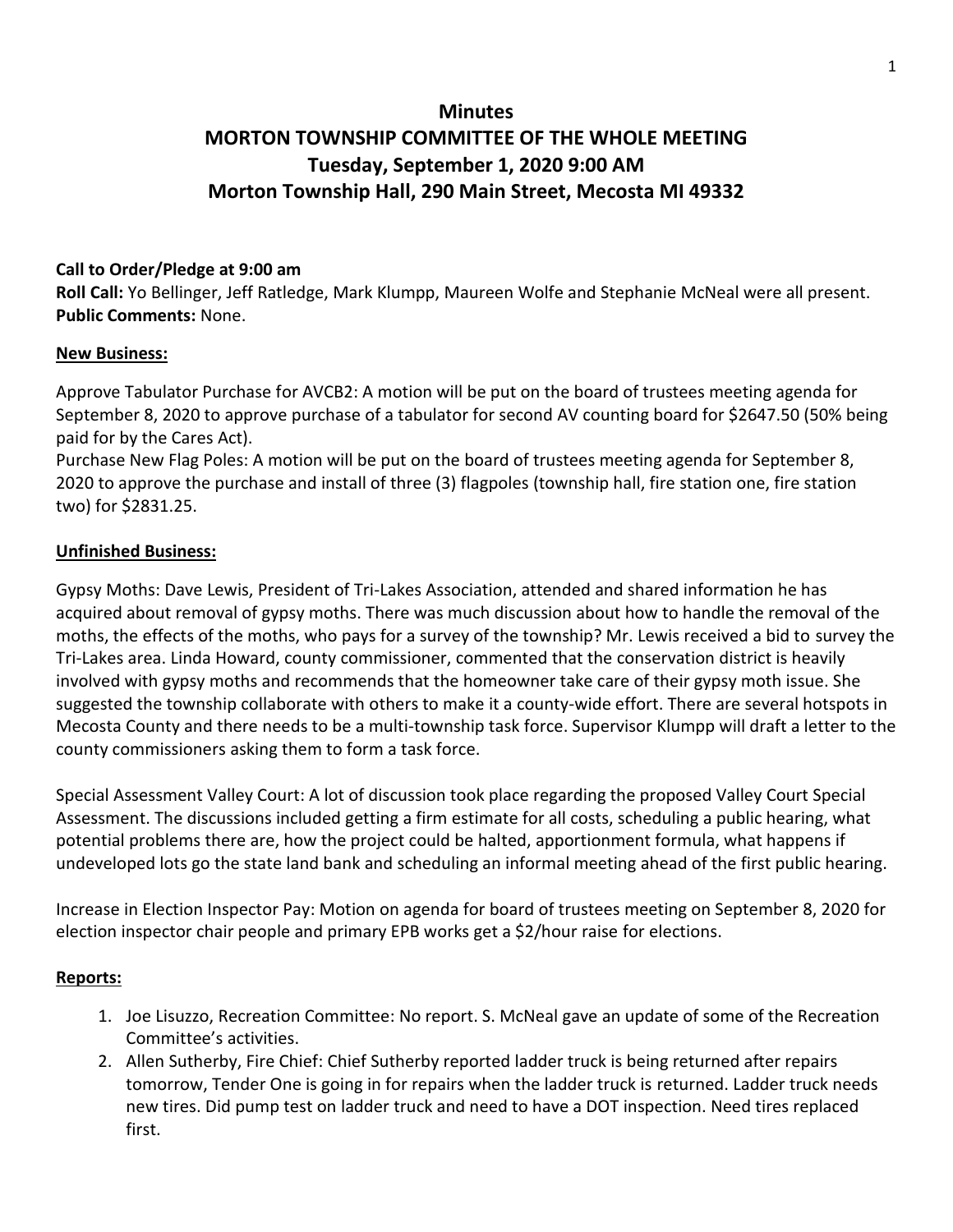# Minutes
# MORTON TOWNSHIP COMMITTEE OF THE WHOLE MEETING
# Tuesday, September 1, 2020 9:00 AM
# Morton Township Hall, 290 Main Street, Mecosta MI 49332

**Call to Order/Pledge at 9:00 am**
**Roll Call:** Yo Bellinger, Jeff Ratledge, Mark Klumpp, Maureen Wolfe and Stephanie McNeal were all present.
**Public Comments:** None.

## New Business:

Approve Tabulator Purchase for AVCB2: A motion will be put on the board of trustees meeting agenda for September 8, 2020 to approve purchase of a tabulator for second AV counting board for $2647.50 (50% being paid for by the Cares Act).
Purchase New Flag Poles: A motion will be put on the board of trustees meeting agenda for September 8, 2020 to approve the purchase and install of three (3) flagpoles (township hall, fire station one, fire station two) for $2831.25.

## Unfinished Business:

Gypsy Moths: Dave Lewis, President of Tri-Lakes Association, attended and shared information he has acquired about removal of gypsy moths. There was much discussion about how to handle the removal of the moths, the effects of the moths, who pays for a survey of the township? Mr. Lewis received a bid to survey the Tri-Lakes area. Linda Howard, county commissioner, commented that the conservation district is heavily involved with gypsy moths and recommends that the homeowner take care of their gypsy moth issue. She suggested the township collaborate with others to make it a county-wide effort. There are several hotspots in Mecosta County and there needs to be a multi-township task force. Supervisor Klumpp will draft a letter to the county commissioners asking them to form a task force.

Special Assessment Valley Court: A lot of discussion took place regarding the proposed Valley Court Special Assessment. The discussions included getting a firm estimate for all costs, scheduling a public hearing, what potential problems there are, how the project could be halted, apportionment formula, what happens if undeveloped lots go the state land bank and scheduling an informal meeting ahead of the first public hearing.

Increase in Election Inspector Pay: Motion on agenda for board of trustees meeting on September 8, 2020 for election inspector chair people and primary EPB works get a $2/hour raise for elections.

## Reports:

1. Joe Lisuzzo, Recreation Committee: No report. S. McNeal gave an update of some of the Recreation Committee's activities.
2. Allen Sutherby, Fire Chief: Chief Sutherby reported ladder truck is being returned after repairs tomorrow, Tender One is going in for repairs when the ladder truck is returned. Ladder truck needs new tires. Did pump test on ladder truck and need to have a DOT inspection. Need tires replaced first.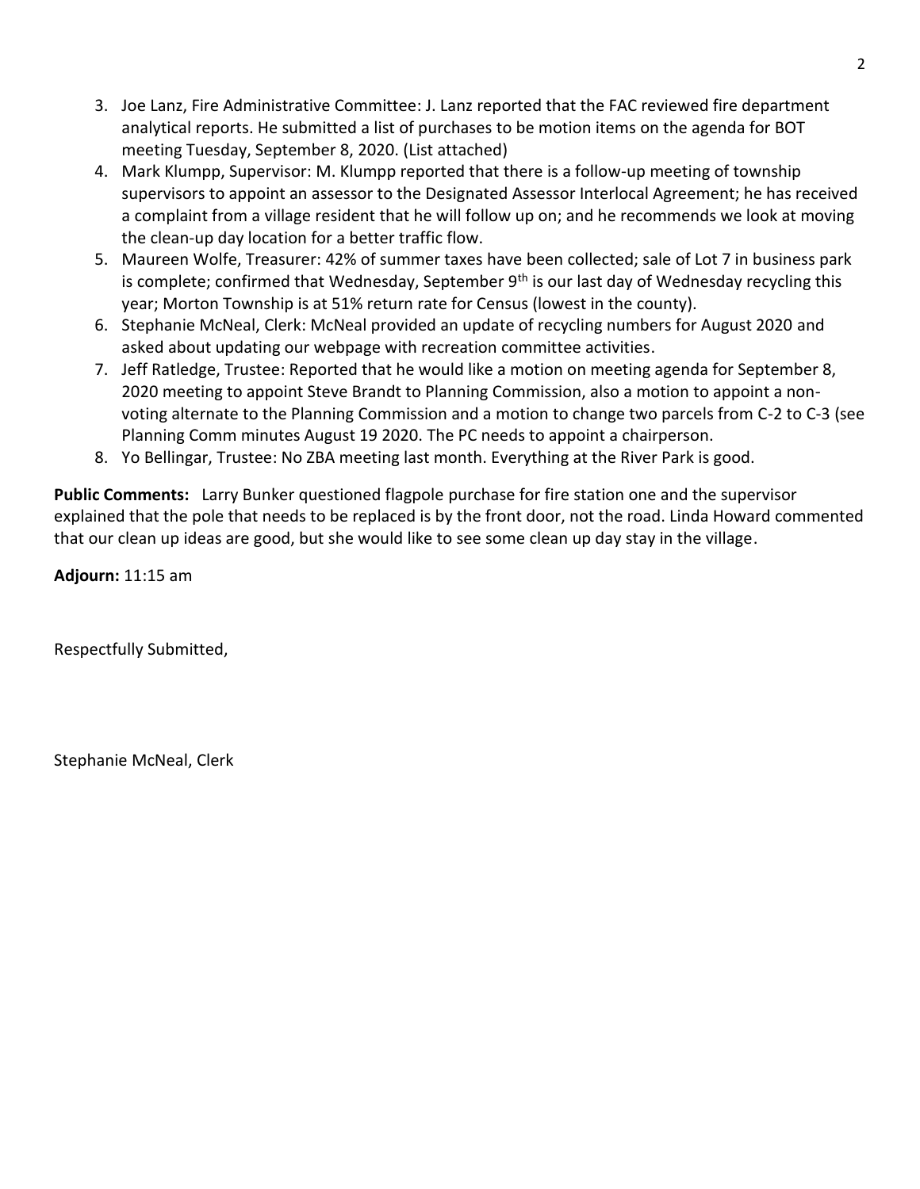3. Joe Lanz, Fire Administrative Committee: J. Lanz reported that the FAC reviewed fire department analytical reports. He submitted a list of purchases to be motion items on the agenda for BOT meeting Tuesday, September 8, 2020. (List attached)
4. Mark Klumpp, Supervisor: M. Klumpp reported that there is a follow-up meeting of township supervisors to appoint an assessor to the Designated Assessor Interlocal Agreement; he has received a complaint from a village resident that he will follow up on; and he recommends we look at moving the clean-up day location for a better traffic flow.
5. Maureen Wolfe, Treasurer: 42% of summer taxes have been collected; sale of Lot 7 in business park is complete; confirmed that Wednesday, September 9th is our last day of Wednesday recycling this year; Morton Township is at 51% return rate for Census (lowest in the county).
6. Stephanie McNeal, Clerk: McNeal provided an update of recycling numbers for August 2020 and asked about updating our webpage with recreation committee activities.
7. Jeff Ratledge, Trustee: Reported that he would like a motion on meeting agenda for September 8, 2020 meeting to appoint Steve Brandt to Planning Commission, also a motion to appoint a non-voting alternate to the Planning Commission and a motion to change two parcels from C-2 to C-3 (see Planning Comm minutes August 19 2020. The PC needs to appoint a chairperson.
8. Yo Bellingar, Trustee: No ZBA meeting last month. Everything at the River Park is good.

**Public Comments:** Larry Bunker questioned flagpole purchase for fire station one and the supervisor explained that the pole that needs to be replaced is by the front door, not the road. Linda Howard commented that our clean up ideas are good, but she would like to see some clean up day stay in the village.

**Adjourn:** 11:15 am

Respectfully Submitted,

Stephanie McNeal, Clerk